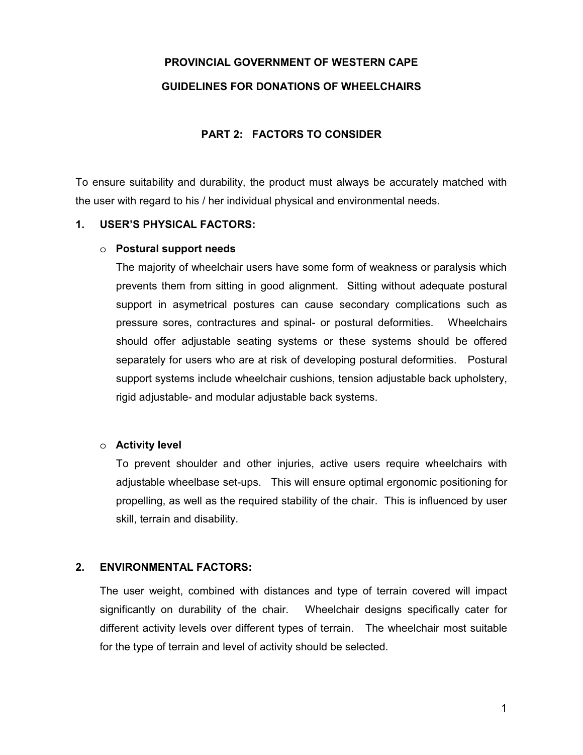# PROVINCIAL GOVERNMENT OF WESTERN CAPE

# GUIDELINES FOR DONATIONS OF WHEELCHAIRS

## PART 2: FACTORS TO CONSIDER

To ensure suitability and durability, the product must always be accurately matched with the user with regard to his / her individual physical and environmental needs.

### 1. USER'S PHYSICAL FACTORS:

- **Postural support needs**

  The majority of wheelchair users have some form of weakness or paralysis which prevents them from sitting in good alignment. Sitting without adequate postural support in asymetrical postures can cause secondary complications such as pressure sores, contractures and spinal- or postural deformities. Wheelchairs should offer adjustable seating systems or these systems should be offered separately for users who are at risk of developing postural deformities. Postural support systems include wheelchair cushions, tension adjustable back upholstery, rigid adjustable- and modular adjustable back systems.

- **Activity level**

  To prevent shoulder and other injuries, active users require wheelchairs with adjustable wheelbase set-ups. This will ensure optimal ergonomic positioning for propelling, as well as the required stability of the chair. This is influenced by user skill, terrain and disability.

### 2. ENVIRONMENTAL FACTORS:

The user weight, combined with distances and type of terrain covered will impact significantly on durability of the chair. Wheelchair designs specifically cater for different activity levels over different types of terrain. The wheelchair most suitable for the type of terrain and level of activity should be selected.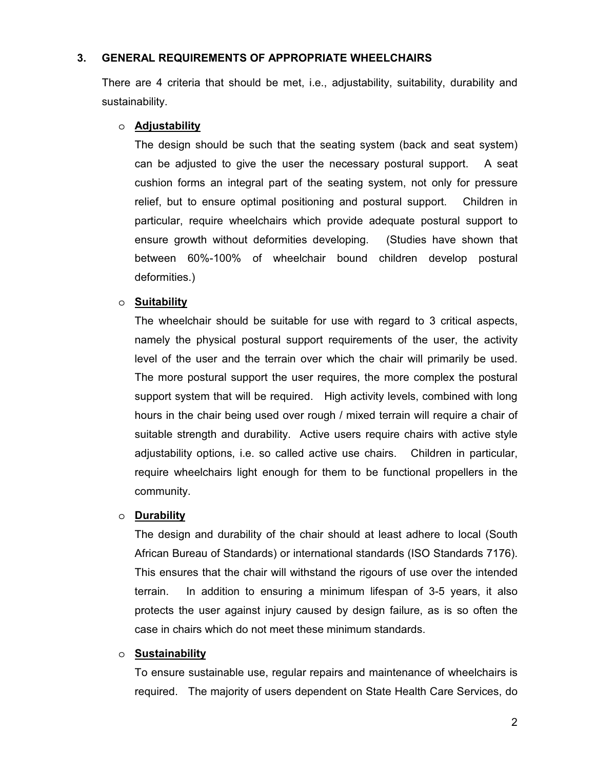## 3. GENERAL REQUIREMENTS OF APPROPRIATE WHEELCHAIRS

There are 4 criteria that should be met, i.e., adjustability, suitability, durability and sustainability.

- **Adjustability**

  The design should be such that the seating system (back and seat system) can be adjusted to give the user the necessary postural support. A seat cushion forms an integral part of the seating system, not only for pressure relief, but to ensure optimal positioning and postural support. Children in particular, require wheelchairs which provide adequate postural support to ensure growth without deformities developing. (Studies have shown that between 60%-100% of wheelchair bound children develop postural deformities.)

- **Suitability**

  The wheelchair should be suitable for use with regard to 3 critical aspects, namely the physical postural support requirements of the user, the activity level of the user and the terrain over which the chair will primarily be used. The more postural support the user requires, the more complex the postural support system that will be required. High activity levels, combined with long hours in the chair being used over rough / mixed terrain will require a chair of suitable strength and durability. Active users require chairs with active style adjustability options, i.e. so called active use chairs. Children in particular, require wheelchairs light enough for them to be functional propellers in the community.

- **Durability**

  The design and durability of the chair should at least adhere to local (South African Bureau of Standards) or international standards (ISO Standards 7176). This ensures that the chair will withstand the rigours of use over the intended terrain. In addition to ensuring a minimum lifespan of 3-5 years, it also protects the user against injury caused by design failure, as is so often the case in chairs which do not meet these minimum standards.

- **Sustainability**

  To ensure sustainable use, regular repairs and maintenance of wheelchairs is required. The majority of users dependent on State Health Care Services, do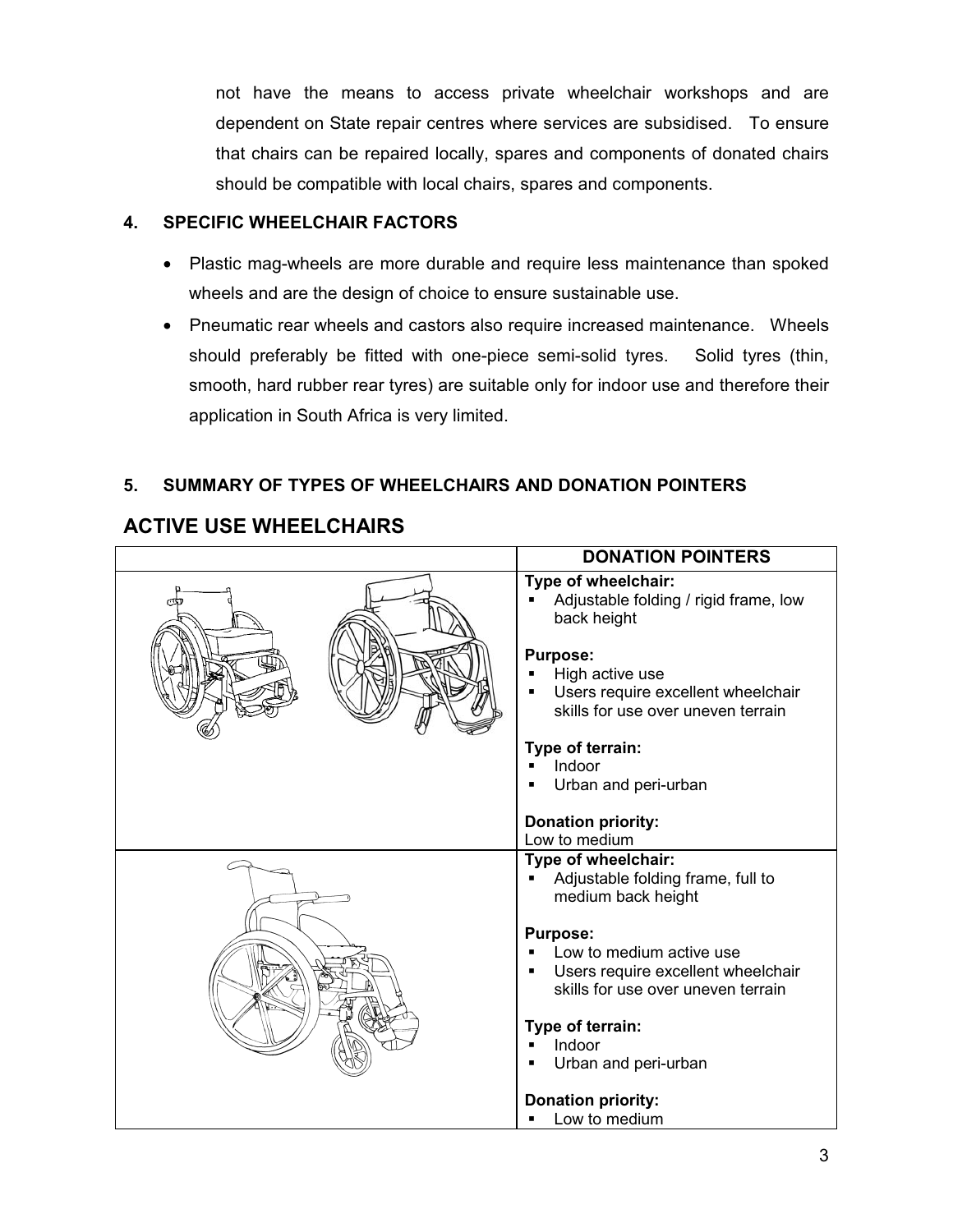not have the means to access private wheelchair workshops and are dependent on State repair centres where services are subsidised. To ensure that chairs can be repaired locally, spares and components of donated chairs should be compatible with local chairs, spares and components.

## 4. SPECIFIC WHEELCHAIR FACTORS

- Plastic mag-wheels are more durable and require less maintenance than spoked wheels and are the design of choice to ensure sustainable use.
- Pneumatic rear wheels and castors also require increased maintenance. Wheels should preferably be fitted with one-piece semi-solid tyres. Solid tyres (thin, smooth, hard rubber rear tyres) are suitable only for indoor use and therefore their application in South Africa is very limited.

## 5. SUMMARY OF TYPES OF WHEELCHAIRS AND DONATION POINTERS

## ACTIVE USE WHEELCHAIRS

| | DONATION POINTERS |
|---|---|
| | **Type of wheelchair:**<br>▪ Adjustable folding / rigid frame, low back height<br><br>**Purpose:**<br>▪ High active use<br>▪ Users require excellent wheelchair skills for use over uneven terrain<br><br>**Type of terrain:**<br>▪ Indoor<br>▪ Urban and peri-urban<br><br>**Donation priority:**<br>Low to medium |
| | **Type of wheelchair:**<br>▪ Adjustable folding frame, full to medium back height<br><br>**Purpose:**<br>▪ Low to medium active use<br>▪ Users require excellent wheelchair skills for use over uneven terrain<br><br>**Type of terrain:**<br>▪ Indoor<br>▪ Urban and peri-urban<br><br>**Donation priority:**<br>▪ Low to medium |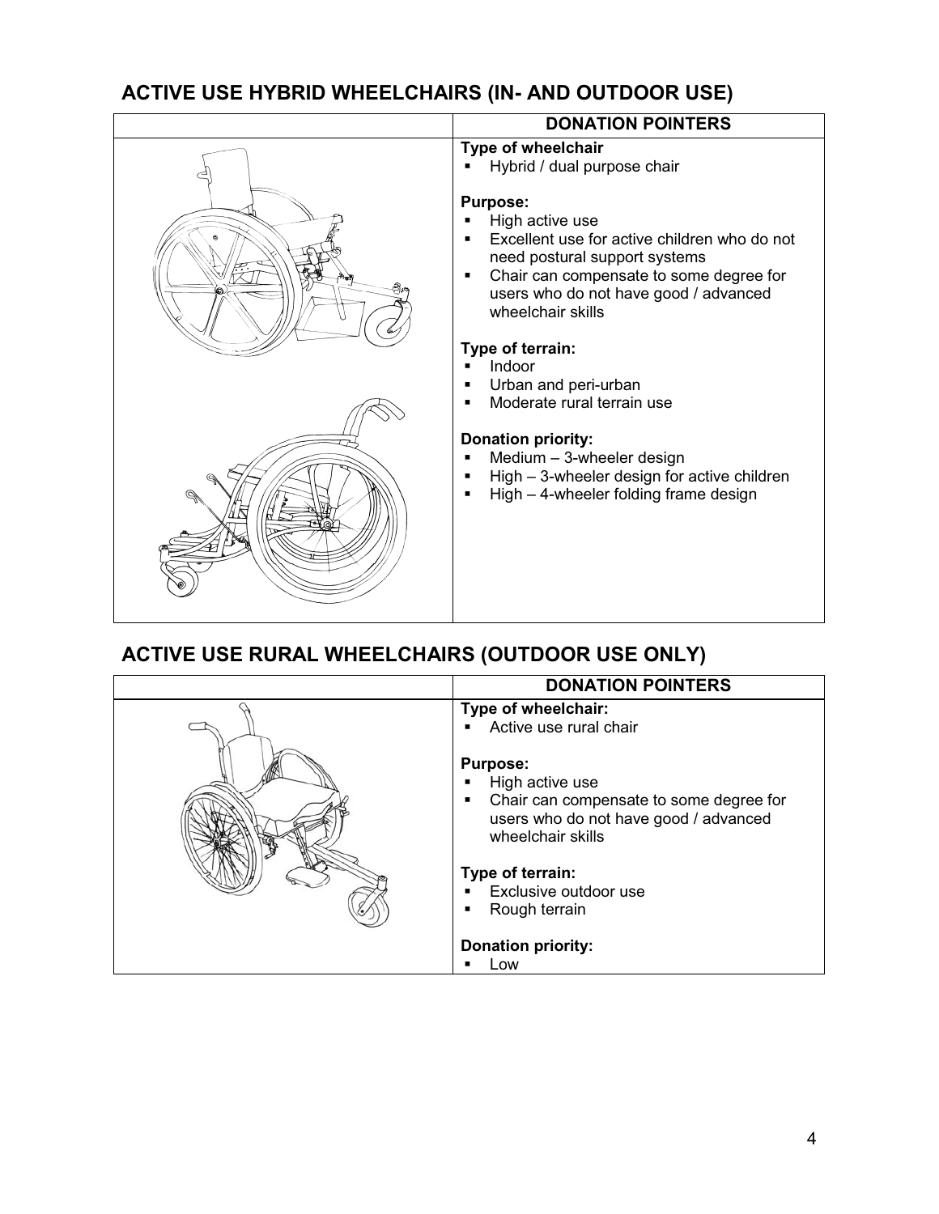## ACTIVE USE HYBRID WHEELCHAIRS (IN- AND OUTDOOR USE)

| | DONATION POINTERS |
|---|---|
| | **Type of wheelchair**<br>▪ Hybrid / dual purpose chair<br><br>**Purpose:**<br>▪ High active use<br>▪ Excellent use for active children who do not need postural support systems<br>▪ Chair can compensate to some degree for users who do not have good / advanced wheelchair skills<br><br>**Type of terrain:**<br>▪ Indoor<br>▪ Urban and peri-urban<br>▪ Moderate rural terrain use<br><br>**Donation priority:**<br>▪ Medium – 3-wheeler design<br>▪ High – 3-wheeler design for active children<br>▪ High – 4-wheeler folding frame design |

## ACTIVE USE RURAL WHEELCHAIRS (OUTDOOR USE ONLY)

| | DONATION POINTERS |
|---|---|
| | **Type of wheelchair:**<br>▪ Active use rural chair<br><br>**Purpose:**<br>▪ High active use<br>▪ Chair can compensate to some degree for users who do not have good / advanced wheelchair skills<br><br>**Type of terrain:**<br>▪ Exclusive outdoor use<br>▪ Rough terrain<br><br>**Donation priority:**<br>▪ Low |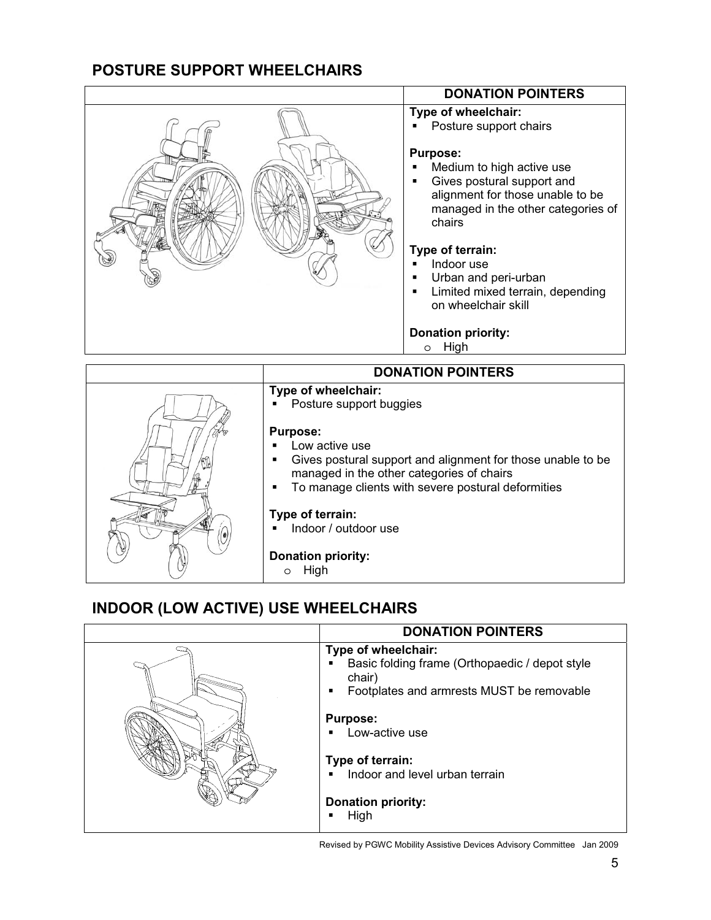## POSTURE SUPPORT WHEELCHAIRS

| | DONATION POINTERS |
|---|---|
| | **Type of wheelchair:**<br>▪ Posture support chairs<br><br>**Purpose:**<br>▪ Medium to high active use<br>▪ Gives postural support and alignment for those unable to be managed in the other categories of chairs<br><br>**Type of terrain:**<br>▪ Indoor use<br>▪ Urban and peri-urban<br>▪ Limited mixed terrain, depending on wheelchair skill<br><br>**Donation priority:**<br>o High |

| | DONATION POINTERS |
|---|---|
| | **Type of wheelchair:**<br>▪ Posture support buggies<br><br>**Purpose:**<br>▪ Low active use<br>▪ Gives postural support and alignment for those unable to be managed in the other categories of chairs<br>▪ To manage clients with severe postural deformities<br><br>**Type of terrain:**<br>▪ Indoor / outdoor use<br><br>**Donation priority:**<br>o High |

## INDOOR (LOW ACTIVE) USE WHEELCHAIRS

| | DONATION POINTERS |
|---|---|
| | **Type of wheelchair:**<br>▪ Basic folding frame (Orthopaedic / depot style chair)<br>▪ Footplates and armrests MUST be removable<br><br>**Purpose:**<br>▪ Low-active use<br><br>**Type of terrain:**<br>▪ Indoor and level urban terrain<br><br>**Donation priority:**<br>▪ High |

Revised by PGWC Mobility Assistive Devices Advisory Committee Jan 2009